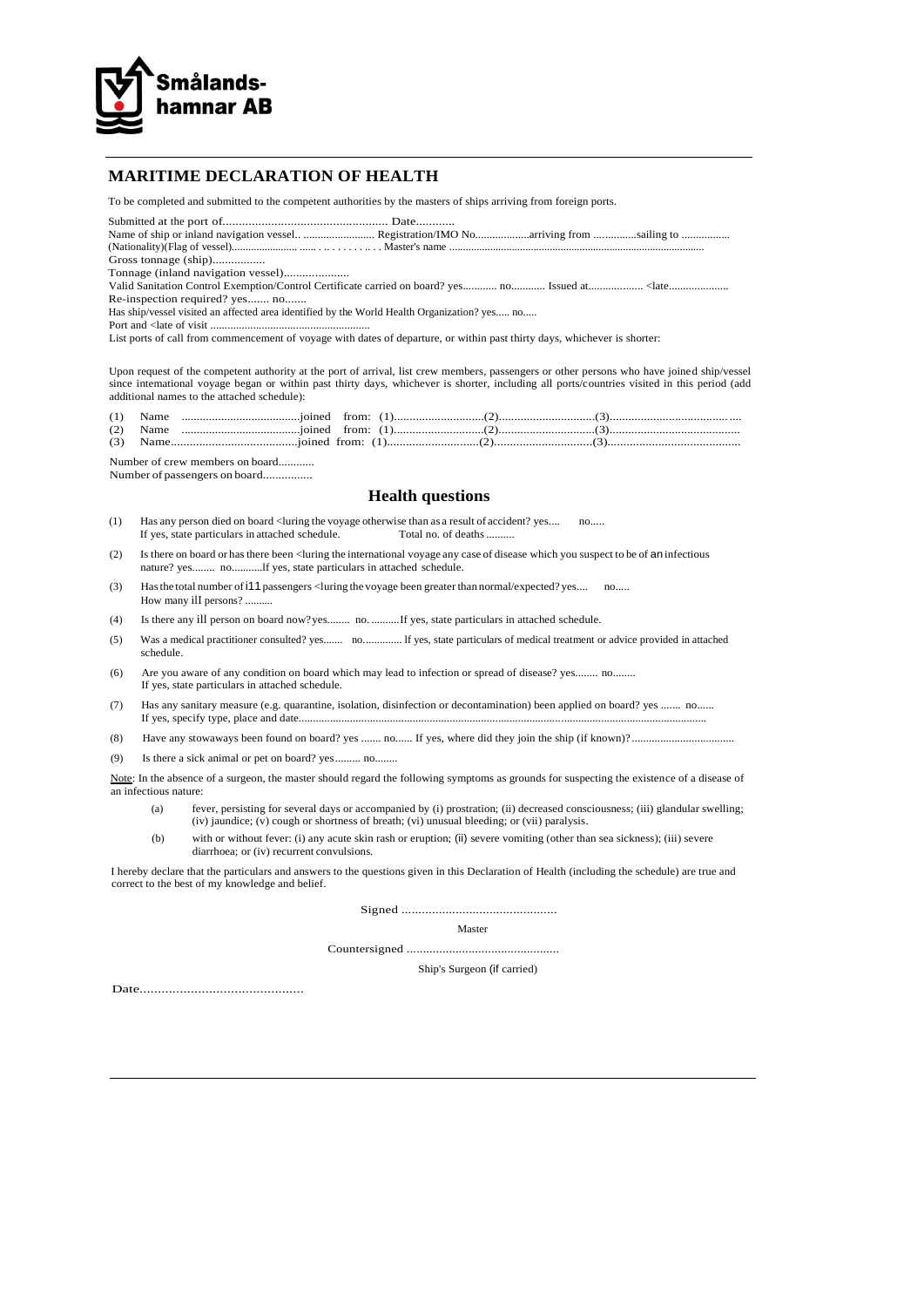Smålands-
hamnar AB

## MARITIME DECLARATION OF HEALTH

To be completed and submitted to the competent authorities by the masters of ships arriving from foreign ports.

Submitted at the port of................................................... Date............

Name of ship or inland navigation vessel.. .......................... Registration/IMO No...................arriving from ...............sailing to .................

(Nationality)(Flag of vessel)......................... ...... . .. . . . . . . .. . . Master's name ..............................................................................................

Gross tonnage (ship).................

Tonnage (inland navigation vessel).....................

Valid Sanitation Control Exemption/Control Certificate carried on board? yes............ no............ Issued at................... <late.....................

Re-inspection required? yes....... no.......

Has ship/vessel visited an affected area identified by the World Health Organization? yes..... no.....

Port and <late of visit .........................................................

List ports of call from commencement of voyage with dates of departure, or within past thirty days, whichever is shorter:

Upon request of the competent authority at the port of arrival, list crew members, passengers or other persons who have joined ship/vessel since international voyage began or within past thirty days, whichever is shorter, including all ports/countries visited in this period (add additional names to the attached schedule):

(1) Name .......................................joined from: (1).............................(2)...............................(3).......................................

(2) Name .......................................joined from: (1).............................(2)...............................(3).........................................

(3) Name........................................joined from: (1).............................(2)...............................(3).........................................

Number of crew members on board............

Number of passengers on board................

### Health questions

(1) Has any person died on board <luring the voyage otherwise than as a result of accident? yes.... no.....
If yes, state particulars in attached schedule. Total no. of deaths ..........

(2) Is there on board or has there been <luring the international voyage any case of disease which you suspect to be of an infectious nature? yes........ no...........If yes, state particulars in attached schedule.

(3) Has the total number of i11 passengers <luring the voyage been greater than normal/expected? yes.... no.....
How many ilI persons? ..........

(4) Is there any ill person on board now? yes........ no. ..........If yes, state particulars in attached schedule.

(5) Was a medical practitioner consulted? yes....... no............. If yes, state particulars of medical treatment or advice provided in attached schedule.

(6) Are you aware of any condition on board which may lead to infection or spread of disease? yes........ no........
If yes, state particulars in attached schedule.

(7) Has any sanitary measure (e.g. quarantine, isolation, disinfection or decontamination) been applied on board? yes ....... no......
If yes, specify type, place and date.........................................................................................................................................

(8) Have any stowaways been found on board? yes ....... no...... If yes, where did they join the ship (if known)?....................................

(9) Is there a sick animal or pet on board? yes......... no........

Note: In the absence of a surgeon, the master should regard the following symptoms as grounds for suspecting the existence of a disease of an infectious nature:

(a) fever, persisting for several days or accompanied by (i) prostration; (ii) decreased consciousness; (iii) glandular swelling; (iv) jaundice; (v) cough or shortness of breath; (vi) unusual bleeding; or (vii) paralysis.

(b) with or without fever: (i) any acute skin rash or eruption; (ii) severe vomiting (other than sea sickness); (iii) severe diarrhoea; or (iv) recurrent convulsions.

I hereby declare that the particulars and answers to the questions given in this Declaration of Health (including the schedule) are true and correct to the best of my knowledge and belief.

Signed ..............................................

Master

Countersigned ..............................................

Ship's Surgeon (if carried)

Date.............................................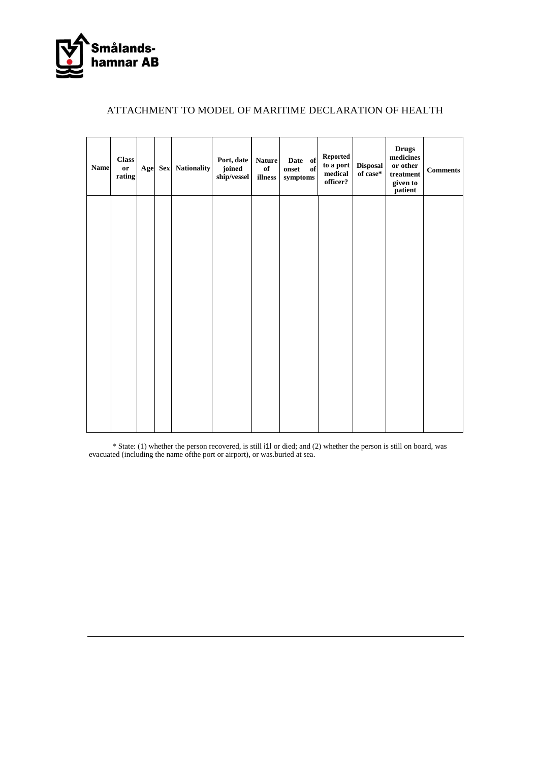Smålands-
hamnar AB

ATTACHMENT TO MODEL OF MARITIME DECLARATION OF HEALTH

| Name | Class or rating | Age | Sex | Nationality | Port, date joined ship/vessel | Nature of illness | Date of onset of symptoms | Reported to a port medical officer? | Disposal of case* | Drugs medicines or other treatment given to patient | Comments |
|---|---|---|---|---|---|---|---|---|---|---|---|
| | | | | | | | | | | | |

\* State: (1) whether the person recovered, is still i1l or died; and (2) whether the person is still on board, was evacuated (including the name ofthe port or airport), or was.buried at sea.